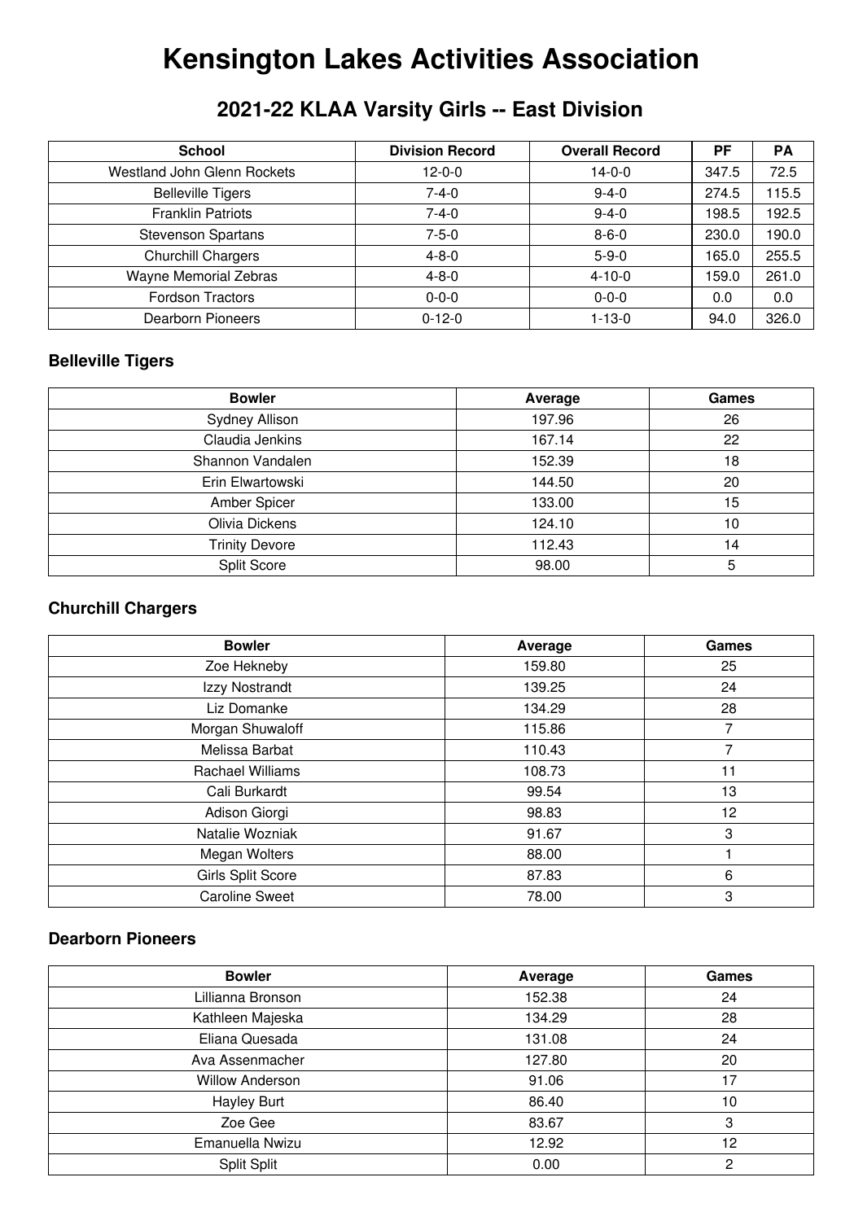# Kensington Lakes Activities Association

## 2021-22 KLAA Varsity Girls -- East Division

| School | Division Record | Overall Record | PF | PA |
|---|---|---|---|---|
| Westland John Glenn Rockets | 12-0-0 | 14-0-0 | 347.5 | 72.5 |
| Belleville Tigers | 7-4-0 | 9-4-0 | 274.5 | 115.5 |
| Franklin Patriots | 7-4-0 | 9-4-0 | 198.5 | 192.5 |
| Stevenson Spartans | 7-5-0 | 8-6-0 | 230.0 | 190.0 |
| Churchill Chargers | 4-8-0 | 5-9-0 | 165.0 | 255.5 |
| Wayne Memorial Zebras | 4-8-0 | 4-10-0 | 159.0 | 261.0 |
| Fordson Tractors | 0-0-0 | 0-0-0 | 0.0 | 0.0 |
| Dearborn Pioneers | 0-12-0 | 1-13-0 | 94.0 | 326.0 |

### Belleville Tigers

| Bowler | Average | Games |
|---|---|---|
| Sydney Allison | 197.96 | 26 |
| Claudia Jenkins | 167.14 | 22 |
| Shannon Vandalen | 152.39 | 18 |
| Erin Elwartowski | 144.50 | 20 |
| Amber Spicer | 133.00 | 15 |
| Olivia Dickens | 124.10 | 10 |
| Trinity Devore | 112.43 | 14 |
| Split Score | 98.00 | 5 |

### Churchill Chargers

| Bowler | Average | Games |
|---|---|---|
| Zoe Hekneby | 159.80 | 25 |
| Izzy Nostrandt | 139.25 | 24 |
| Liz Domanke | 134.29 | 28 |
| Morgan Shuwaloff | 115.86 | 7 |
| Melissa Barbat | 110.43 | 7 |
| Rachael Williams | 108.73 | 11 |
| Cali Burkardt | 99.54 | 13 |
| Adison Giorgi | 98.83 | 12 |
| Natalie Wozniak | 91.67 | 3 |
| Megan Wolters | 88.00 | 1 |
| Girls Split Score | 87.83 | 6 |
| Caroline Sweet | 78.00 | 3 |

### Dearborn Pioneers

| Bowler | Average | Games |
|---|---|---|
| Lillianna Bronson | 152.38 | 24 |
| Kathleen Majeska | 134.29 | 28 |
| Eliana Quesada | 131.08 | 24 |
| Ava Assenmacher | 127.80 | 20 |
| Willow Anderson | 91.06 | 17 |
| Hayley Burt | 86.40 | 10 |
| Zoe Gee | 83.67 | 3 |
| Emanuella Nwizu | 12.92 | 12 |
| Split Split | 0.00 | 2 |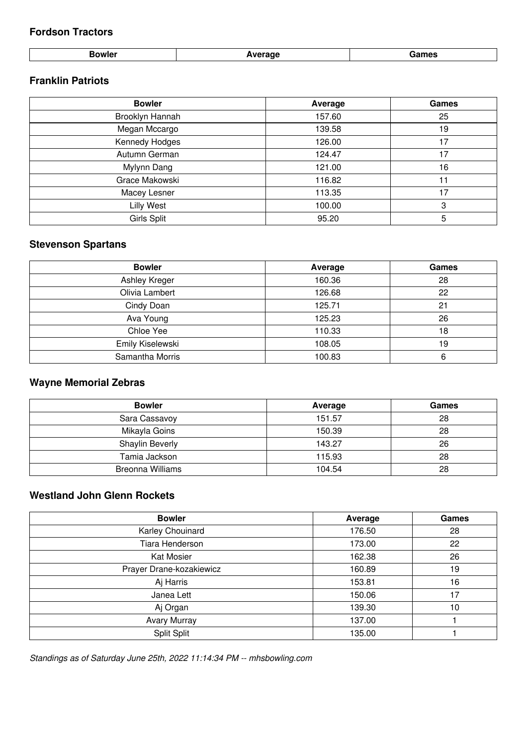### Fordson Tractors

| Bowler | Average | Games |
| --- | --- | --- |

### Franklin Patriots

| Bowler | Average | Games |
| --- | --- | --- |
| Brooklyn Hannah | 157.60 | 25 |
| Megan Mccargo | 139.58 | 19 |
| Kennedy Hodges | 126.00 | 17 |
| Autumn German | 124.47 | 17 |
| Mylynn Dang | 121.00 | 16 |
| Grace Makowski | 116.82 | 11 |
| Macey Lesner | 113.35 | 17 |
| Lilly West | 100.00 | 3 |
| Girls Split | 95.20 | 5 |

### Stevenson Spartans

| Bowler | Average | Games |
| --- | --- | --- |
| Ashley Kreger | 160.36 | 28 |
| Olivia Lambert | 126.68 | 22 |
| Cindy Doan | 125.71 | 21 |
| Ava Young | 125.23 | 26 |
| Chloe Yee | 110.33 | 18 |
| Emily Kiselewski | 108.05 | 19 |
| Samantha Morris | 100.83 | 6 |

### Wayne Memorial Zebras

| Bowler | Average | Games |
| --- | --- | --- |
| Sara Cassavoy | 151.57 | 28 |
| Mikayla Goins | 150.39 | 28 |
| Shaylin Beverly | 143.27 | 26 |
| Tamia Jackson | 115.93 | 28 |
| Breonna Williams | 104.54 | 28 |

### Westland John Glenn Rockets

| Bowler | Average | Games |
| --- | --- | --- |
| Karley Chouinard | 176.50 | 28 |
| Tiara Henderson | 173.00 | 22 |
| Kat Mosier | 162.38 | 26 |
| Prayer Drane-kozakiewicz | 160.89 | 19 |
| Aj Harris | 153.81 | 16 |
| Janea Lett | 150.06 | 17 |
| Aj Organ | 139.30 | 10 |
| Avary Murray | 137.00 | 1 |
| Split Split | 135.00 | 1 |

*Standings as of Saturday June 25th, 2022 11:14:34 PM -- mhsbowling.com*